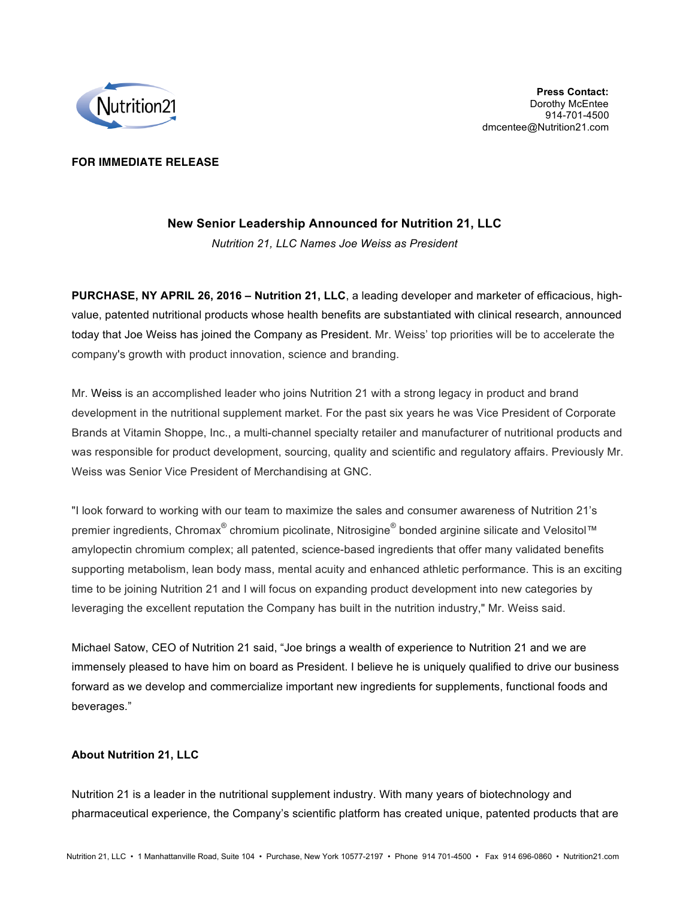**Press Contact:**
Dorothy McEntee
914-701-4500
dmcentee@Nutrition21.com

**FOR IMMEDIATE RELEASE**

## New Senior Leadership Announced for Nutrition 21, LLC

*Nutrition 21, LLC Names Joe Weiss as President*

**PURCHASE, NY APRIL 26, 2016 – Nutrition 21, LLC**, a leading developer and marketer of efficacious, high-value, patented nutritional products whose health benefits are substantiated with clinical research, announced today that Joe Weiss has joined the Company as President. Mr. Weiss' top priorities will be to accelerate the company's growth with product innovation, science and branding.

Mr. Weiss is an accomplished leader who joins Nutrition 21 with a strong legacy in product and brand development in the nutritional supplement market. For the past six years he was Vice President of Corporate Brands at Vitamin Shoppe, Inc., a multi-channel specialty retailer and manufacturer of nutritional products and was responsible for product development, sourcing, quality and scientific and regulatory affairs. Previously Mr. Weiss was Senior Vice President of Merchandising at GNC.

"I look forward to working with our team to maximize the sales and consumer awareness of Nutrition 21's premier ingredients, Chromax® chromium picolinate, Nitrosigine® bonded arginine silicate and Velositol™ amylopectin chromium complex; all patented, science-based ingredients that offer many validated benefits supporting metabolism, lean body mass, mental acuity and enhanced athletic performance. This is an exciting time to be joining Nutrition 21 and I will focus on expanding product development into new categories by leveraging the excellent reputation the Company has built in the nutrition industry," Mr. Weiss said.

Michael Satow, CEO of Nutrition 21 said, "Joe brings a wealth of experience to Nutrition 21 and we are immensely pleased to have him on board as President. I believe he is uniquely qualified to drive our business forward as we develop and commercialize important new ingredients for supplements, functional foods and beverages."

### About Nutrition 21, LLC

Nutrition 21 is a leader in the nutritional supplement industry. With many years of biotechnology and pharmaceutical experience, the Company's scientific platform has created unique, patented products that are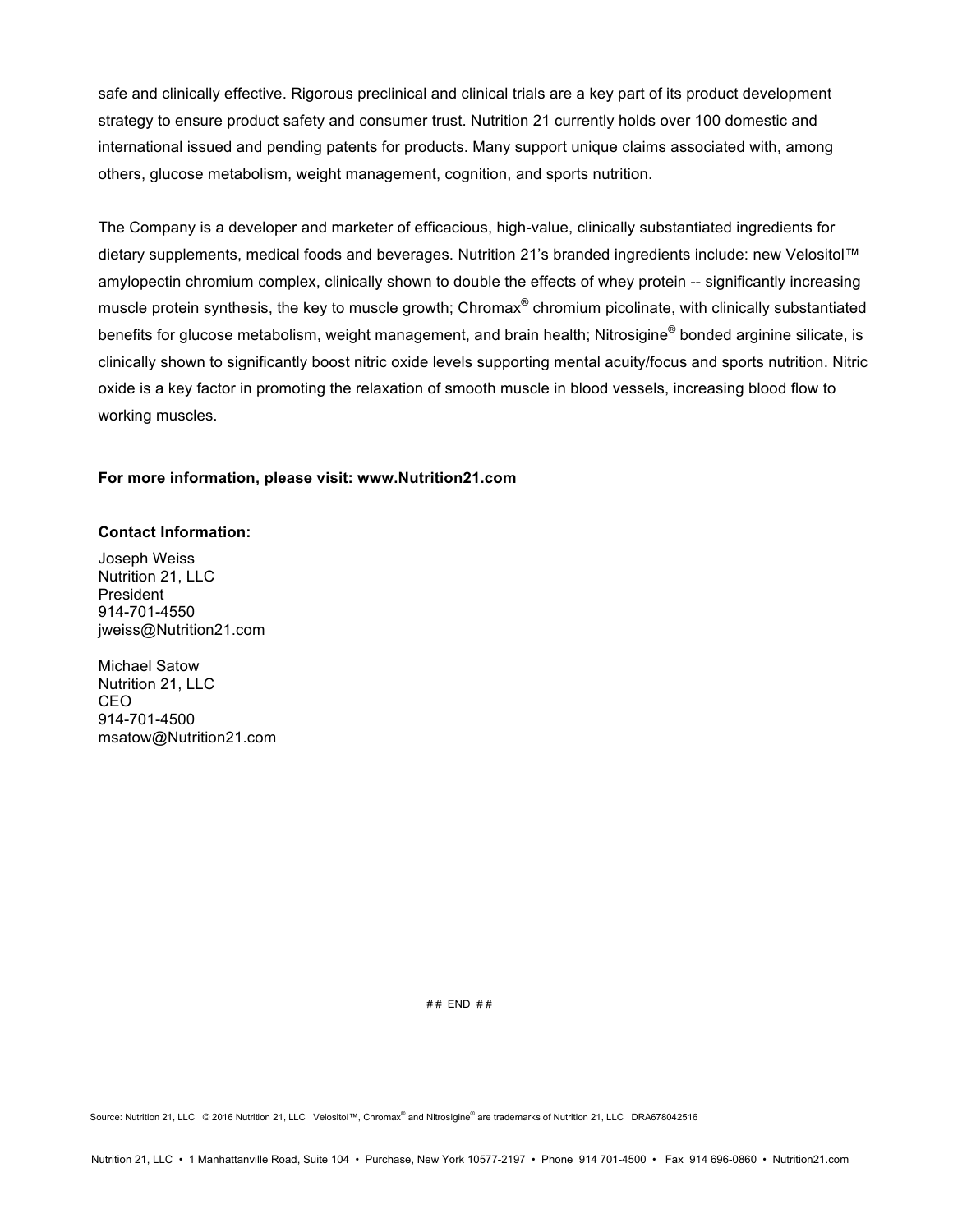safe and clinically effective. Rigorous preclinical and clinical trials are a key part of its product development strategy to ensure product safety and consumer trust. Nutrition 21 currently holds over 100 domestic and international issued and pending patents for products. Many support unique claims associated with, among others, glucose metabolism, weight management, cognition, and sports nutrition.

The Company is a developer and marketer of efficacious, high-value, clinically substantiated ingredients for dietary supplements, medical foods and beverages. Nutrition 21's branded ingredients include: new Velositol™ amylopectin chromium complex, clinically shown to double the effects of whey protein -- significantly increasing muscle protein synthesis, the key to muscle growth; Chromax® chromium picolinate, with clinically substantiated benefits for glucose metabolism, weight management, and brain health; Nitrosigine® bonded arginine silicate, is clinically shown to significantly boost nitric oxide levels supporting mental acuity/focus and sports nutrition. Nitric oxide is a key factor in promoting the relaxation of smooth muscle in blood vessels, increasing blood flow to working muscles.

**For more information, please visit: www.Nutrition21.com**

**Contact Information:**

Joseph Weiss
Nutrition 21, LLC
President
914-701-4550
jweiss@Nutrition21.com

Michael Satow
Nutrition 21, LLC
CEO
914-701-4500
msatow@Nutrition21.com

## END ##

Source: Nutrition 21, LLC © 2016 Nutrition 21, LLC Velositol™, Chromax® and Nitrosigine® are trademarks of Nutrition 21, LLC DRA678042516

Nutrition 21, LLC • 1 Manhattanville Road, Suite 104 • Purchase, New York 10577-2197 • Phone 914 701-4500 • Fax 914 696-0860 • Nutrition21.com